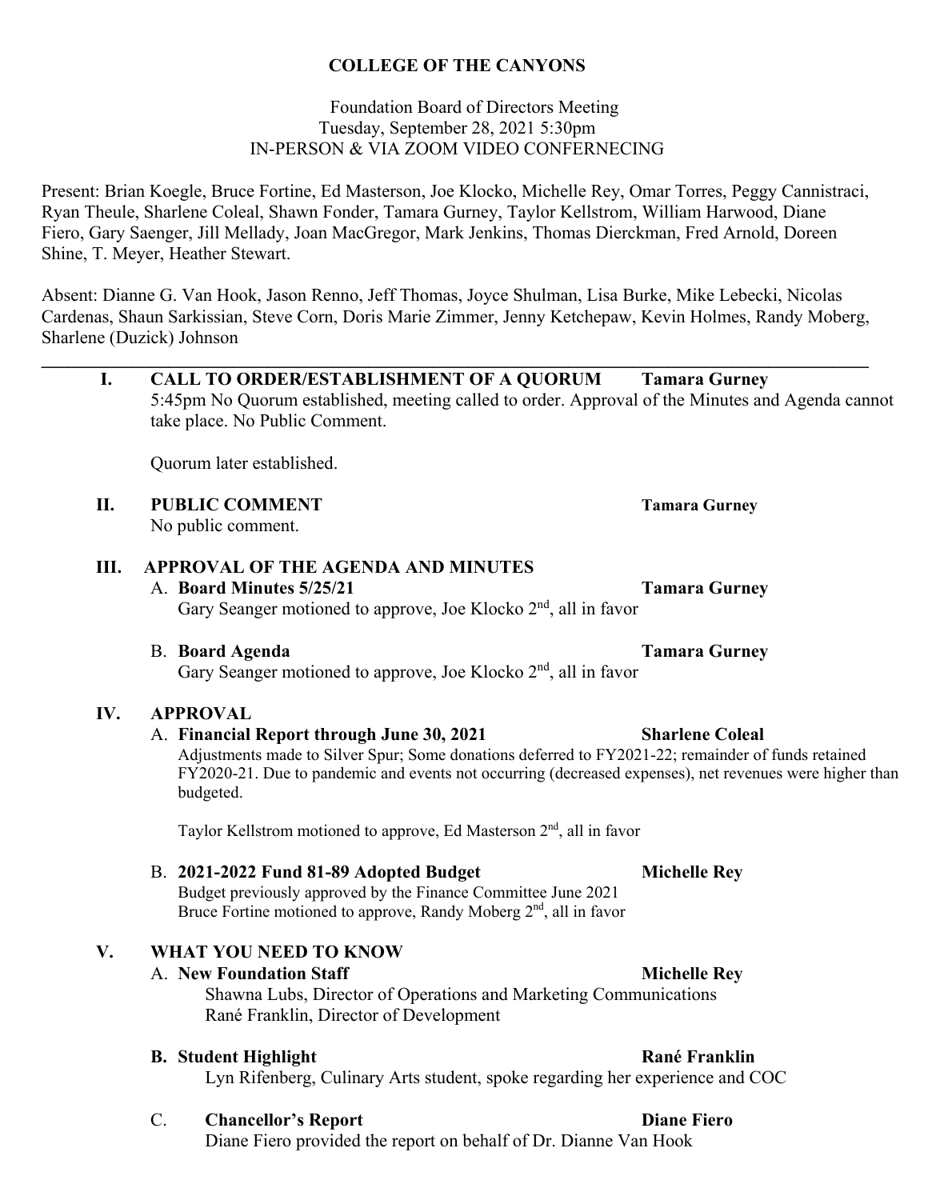**COLLEGE OF THE CANYONS**

Foundation Board of Directors Meeting
Tuesday, September 28, 2021 5:30pm
IN-PERSON & VIA ZOOM VIDEO CONFERNECING

Present: Brian Koegle, Bruce Fortine, Ed Masterson, Joe Klocko, Michelle Rey, Omar Torres, Peggy Cannistraci, Ryan Theule, Sharlene Coleal, Shawn Fonder, Tamara Gurney, Taylor Kellstrom, William Harwood, Diane Fiero, Gary Saenger, Jill Mellady, Joan MacGregor, Mark Jenkins, Thomas Dierckman, Fred Arnold, Doreen Shine, T. Meyer, Heather Stewart.

Absent: Dianne G. Van Hook, Jason Renno, Jeff Thomas, Joyce Shulman, Lisa Burke, Mike Lebecki, Nicolas Cardenas, Shaun Sarkissian, Steve Corn, Doris Marie Zimmer, Jenny Ketchepaw, Kevin Holmes, Randy Moberg, Sharlene (Duzick) Johnson

---

**I. CALL TO ORDER/ESTABLISHMENT OF A QUORUM** — **Tamara Gurney**

5:45pm No Quorum established, meeting called to order. Approval of the Minutes and Agenda cannot take place. No Public Comment.

Quorum later established.

**II. PUBLIC COMMENT** — **Tamara Gurney**

No public comment.

**III. APPROVAL OF THE AGENDA AND MINUTES**

A. **Board Minutes 5/25/21** — **Tamara Gurney**
Gary Seanger motioned to approve, Joe Klocko 2nd, all in favor

B. **Board Agenda** — **Tamara Gurney**
Gary Seanger motioned to approve, Joe Klocko 2nd, all in favor

**IV. APPROVAL**

A. **Financial Report through June 30, 2021** — **Sharlene Coleal**
Adjustments made to Silver Spur; Some donations deferred to FY2021-22; remainder of funds retained FY2020-21. Due to pandemic and events not occurring (decreased expenses), net revenues were higher than budgeted.

Taylor Kellstrom motioned to approve, Ed Masterson 2nd, all in favor

B. **2021-2022 Fund 81-89 Adopted Budget** — **Michelle Rey**
Budget previously approved by the Finance Committee June 2021
Bruce Fortine motioned to approve, Randy Moberg 2nd, all in favor

**V. WHAT YOU NEED TO KNOW**

A. **New Foundation Staff** — **Michelle Rey**
Shawna Lubs, Director of Operations and Marketing Communications
Rané Franklin, Director of Development

**B. Student Highlight** — **Rané Franklin**
Lyn Rifenberg, Culinary Arts student, spoke regarding her experience and COC

C. **Chancellor's Report** — **Diane Fiero**
Diane Fiero provided the report on behalf of Dr. Dianne Van Hook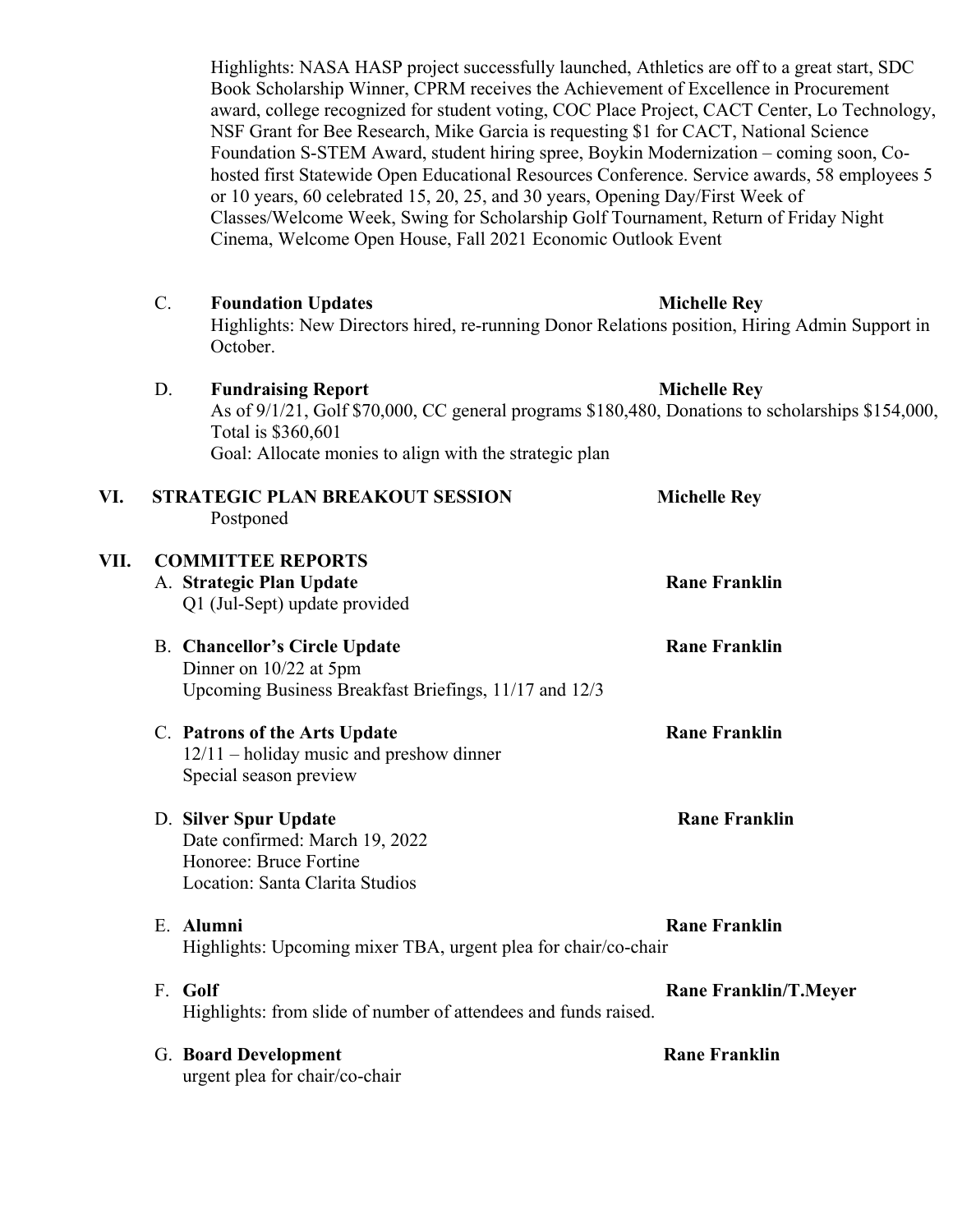Highlights: NASA HASP project successfully launched, Athletics are off to a great start, SDC Book Scholarship Winner, CPRM receives the Achievement of Excellence in Procurement award, college recognized for student voting, COC Place Project, CACT Center, Lo Technology, NSF Grant for Bee Research, Mike Garcia is requesting $1 for CACT, National Science Foundation S-STEM Award, student hiring spree, Boykin Modernization – coming soon, Co-hosted first Statewide Open Educational Resources Conference. Service awards, 58 employees 5 or 10 years, 60 celebrated 15, 20, 25, and 30 years, Opening Day/First Week of Classes/Welcome Week, Swing for Scholarship Golf Tournament, Return of Friday Night Cinema, Welcome Open House, Fall 2021 Economic Outlook Event

C. **Foundation Updates** — **Michelle Rey**
Highlights: New Directors hired, re-running Donor Relations position, Hiring Admin Support in October.

D. **Fundraising Report** — **Michelle Rey**
As of 9/1/21, Golf $70,000, CC general programs $180,480, Donations to scholarships $154,000, Total is $360,601
Goal: Allocate monies to align with the strategic plan

## VI. STRATEGIC PLAN BREAKOUT SESSION — Michelle Rey

Postponed

## VII. COMMITTEE REPORTS

A. **Strategic Plan Update** — **Rane Franklin**
Q1 (Jul-Sept) update provided

B. **Chancellor's Circle Update** — **Rane Franklin**
Dinner on 10/22 at 5pm
Upcoming Business Breakfast Briefings, 11/17 and 12/3

C. **Patrons of the Arts Update** — **Rane Franklin**
12/11 – holiday music and preshow dinner
Special season preview

D. **Silver Spur Update** — **Rane Franklin**
Date confirmed: March 19, 2022
Honoree: Bruce Fortine
Location: Santa Clarita Studios

E. **Alumni** — **Rane Franklin**
Highlights: Upcoming mixer TBA, urgent plea for chair/co-chair

F. **Golf** — **Rane Franklin/T.Meyer**
Highlights: from slide of number of attendees and funds raised.

G. **Board Development** — **Rane Franklin**
urgent plea for chair/co-chair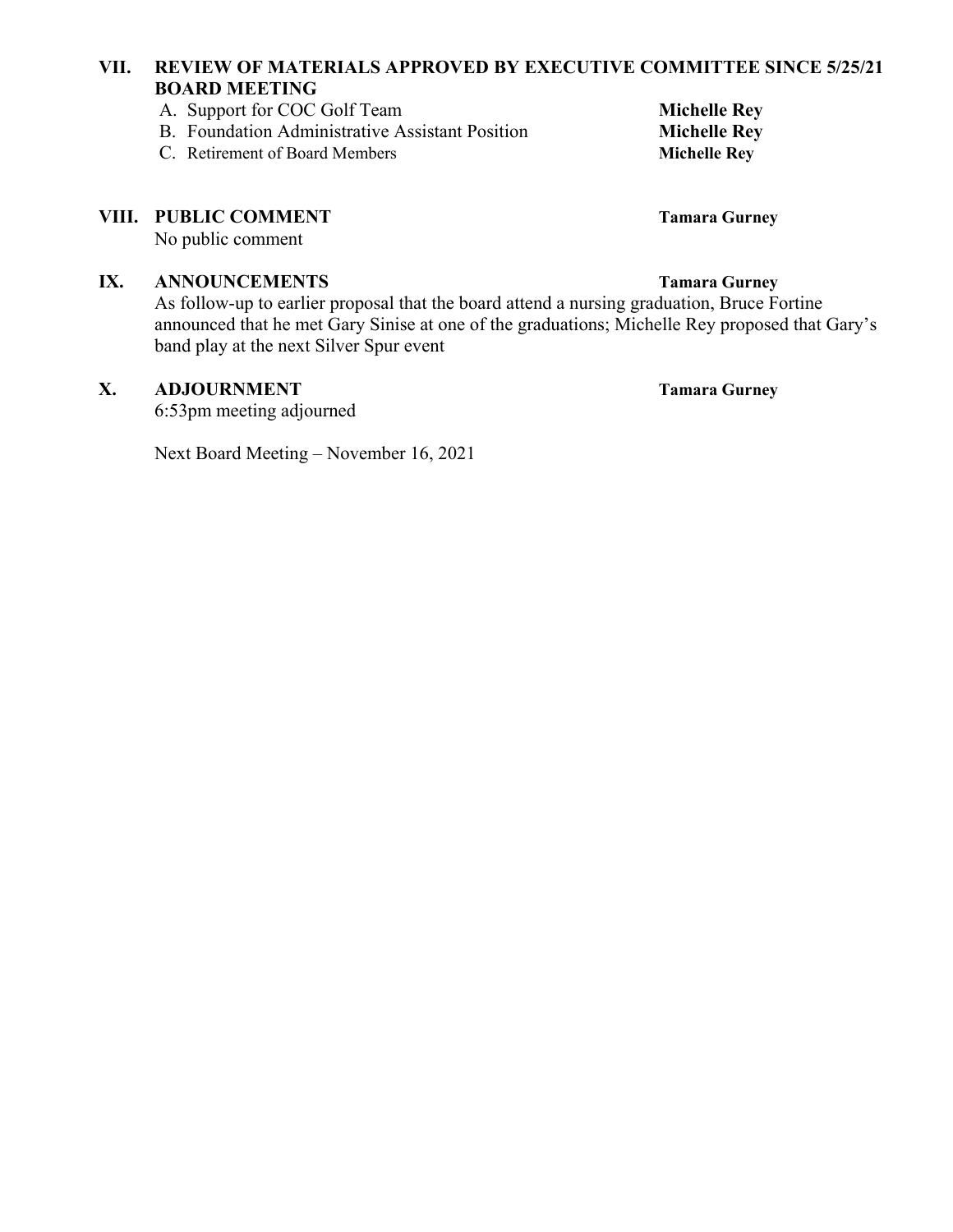## VII. REVIEW OF MATERIALS APPROVED BY EXECUTIVE COMMITTEE SINCE 5/25/21 BOARD MEETING

A. Support for COC Golf Team **Michelle Rey**

B. Foundation Administrative Assistant Position **Michelle Rey**

C. Retirement of Board Members **Michelle Rey**

## VIII. PUBLIC COMMENT **Tamara Gurney**

No public comment

## IX. ANNOUNCEMENTS **Tamara Gurney**

As follow-up to earlier proposal that the board attend a nursing graduation, Bruce Fortine announced that he met Gary Sinise at one of the graduations; Michelle Rey proposed that Gary's band play at the next Silver Spur event

## X. ADJOURNMENT **Tamara Gurney**

6:53pm meeting adjourned

Next Board Meeting – November 16, 2021